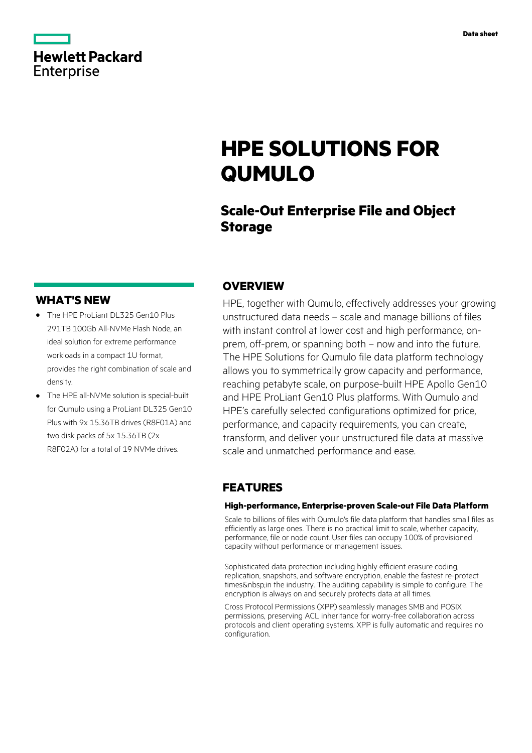# HPE SOLUTIONS FOR QUMULO

## Scale-Out Enterprise File and Object Storage

## WHAT'S NEW

- The HPE ProLiant DL325 Gen10 Plus 291TB 100Gb All-NVMe Flash Node, an ideal solution for extreme performance workloads in a compact 1U format, provides the right combination of scale and density.
- The HPE all-NVMe solution is special-built for Qumulo using a ProLiant DL325 Gen10 Plus with 9x 15.36TB drives (R8F01A) and two disk packs of 5x 15.36TB (2x R8F02A) for a total of 19 NVMe drives.

## OVERVIEW

HPE, together with Qumulo, effectively addresses your growing unstructured data needs – scale and manage billions of files with instant control at lower cost and high performance, on-prem, off-prem, or spanning both – now and into the future. The HPE Solutions for Qumulo file data platform technology allows you to symmetrically grow capacity and performance, reaching petabyte scale, on purpose-built HPE Apollo Gen10 and HPE ProLiant Gen10 Plus platforms. With Qumulo and HPE's carefully selected configurations optimized for price, performance, and capacity requirements, you can create, transform, and deliver your unstructured file data at massive scale and unmatched performance and ease.

## FEATURES

### High-performance, Enterprise-proven Scale-out File Data Platform

Scale to billions of files with Qumulo's file data platform that handles small files as efficiently as large ones. There is no practical limit to scale, whether capacity, performance, file or node count. User files can occupy 100% of provisioned capacity without performance or management issues.

Sophisticated data protection including highly efficient erasure coding, replication, snapshots, and software encryption, enable the fastest re-protect times&nbsp;in the industry. The auditing capability is simple to configure. The encryption is always on and securely protects data at all times.

Cross Protocol Permissions (XPP) seamlessly manages SMB and POSIX permissions, preserving ACL inheritance for worry-free collaboration across protocols and client operating systems. XPP is fully automatic and requires no configuration.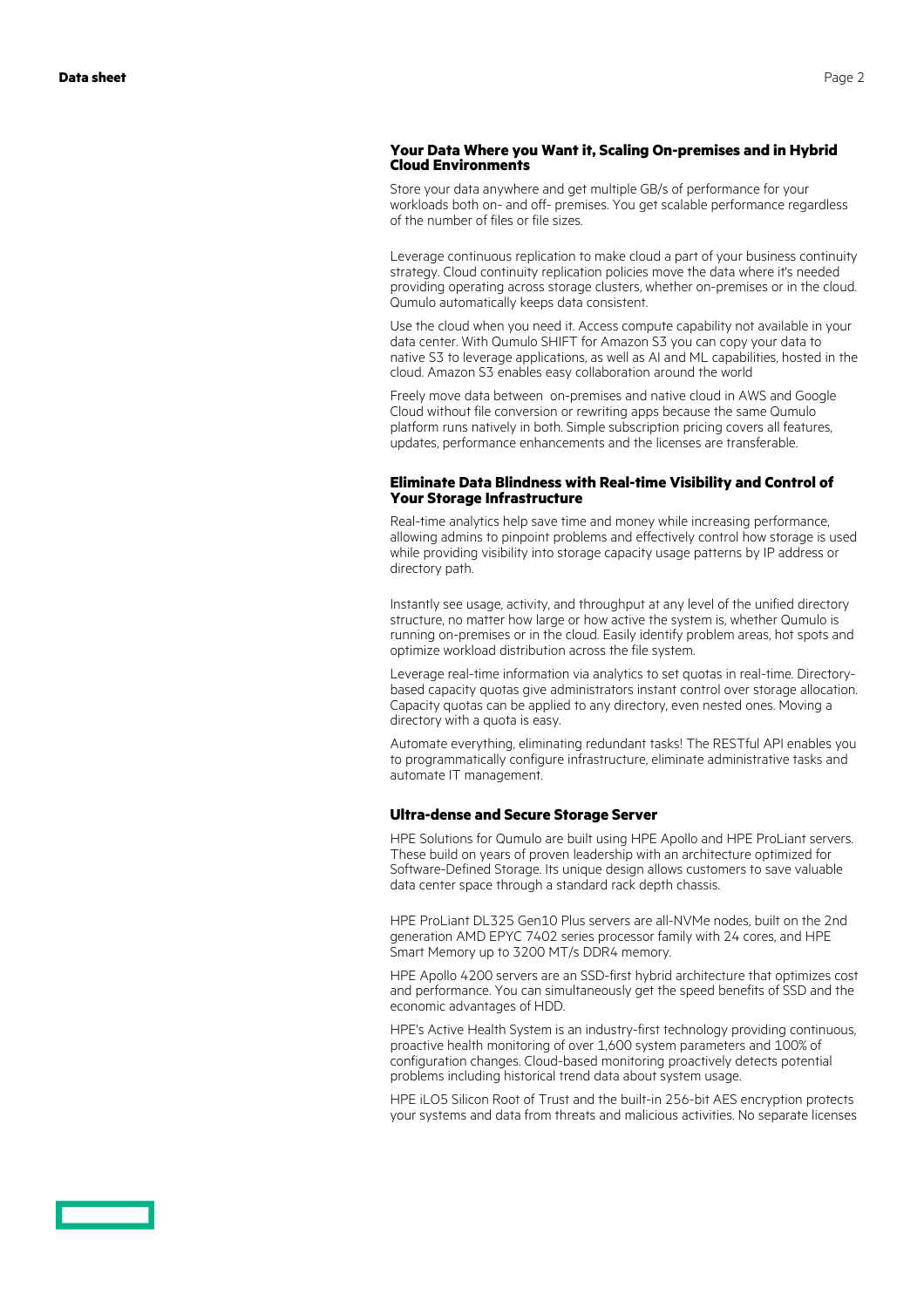### Your Data Where you Want it, Scaling On-premises and in Hybrid Cloud Environments

Store your data anywhere and get multiple GB/s of performance for your workloads both on- and off- premises. You get scalable performance regardless of the number of files or file sizes.

Leverage continuous replication to make cloud a part of your business continuity strategy. Cloud continuity replication policies move the data where it's needed providing operating across storage clusters, whether on-premises or in the cloud. Qumulo automatically keeps data consistent.

Use the cloud when you need it. Access compute capability not available in your data center. With Qumulo SHIFT for Amazon S3 you can copy your data to native S3 to leverage applications, as well as AI and ML capabilities, hosted in the cloud. Amazon S3 enables easy collaboration around the world

Freely move data between on-premises and native cloud in AWS and Google Cloud without file conversion or rewriting apps because the same Qumulo platform runs natively in both. Simple subscription pricing covers all features, updates, performance enhancements and the licenses are transferable.

### Eliminate Data Blindness with Real-time Visibility and Control of Your Storage Infrastructure

Real-time analytics help save time and money while increasing performance, allowing admins to pinpoint problems and effectively control how storage is used while providing visibility into storage capacity usage patterns by IP address or directory path.

Instantly see usage, activity, and throughput at any level of the unified directory structure, no matter how large or how active the system is, whether Qumulo is running on-premises or in the cloud. Easily identify problem areas, hot spots and optimize workload distribution across the file system.

Leverage real-time information via analytics to set quotas in real-time. Directory-based capacity quotas give administrators instant control over storage allocation. Capacity quotas can be applied to any directory, even nested ones. Moving a directory with a quota is easy.

Automate everything, eliminating redundant tasks! The RESTful API enables you to programmatically configure infrastructure, eliminate administrative tasks and automate IT management.

### Ultra-dense and Secure Storage Server

HPE Solutions for Qumulo are built using HPE Apollo and HPE ProLiant servers. These build on years of proven leadership with an architecture optimized for Software-Defined Storage. Its unique design allows customers to save valuable data center space through a standard rack depth chassis.

HPE ProLiant DL325 Gen10 Plus servers are all-NVMe nodes, built on the 2nd generation AMD EPYC 7402 series processor family with 24 cores, and HPE Smart Memory up to 3200 MT/s DDR4 memory.

HPE Apollo 4200 servers are an SSD-first hybrid architecture that optimizes cost and performance. You can simultaneously get the speed benefits of SSD and the economic advantages of HDD.

HPE's Active Health System is an industry-first technology providing continuous, proactive health monitoring of over 1,600 system parameters and 100% of configuration changes. Cloud-based monitoring proactively detects potential problems including historical trend data about system usage.

HPE iLO5 Silicon Root of Trust and the built-in 256-bit AES encryption protects your systems and data from threats and malicious activities. No separate licenses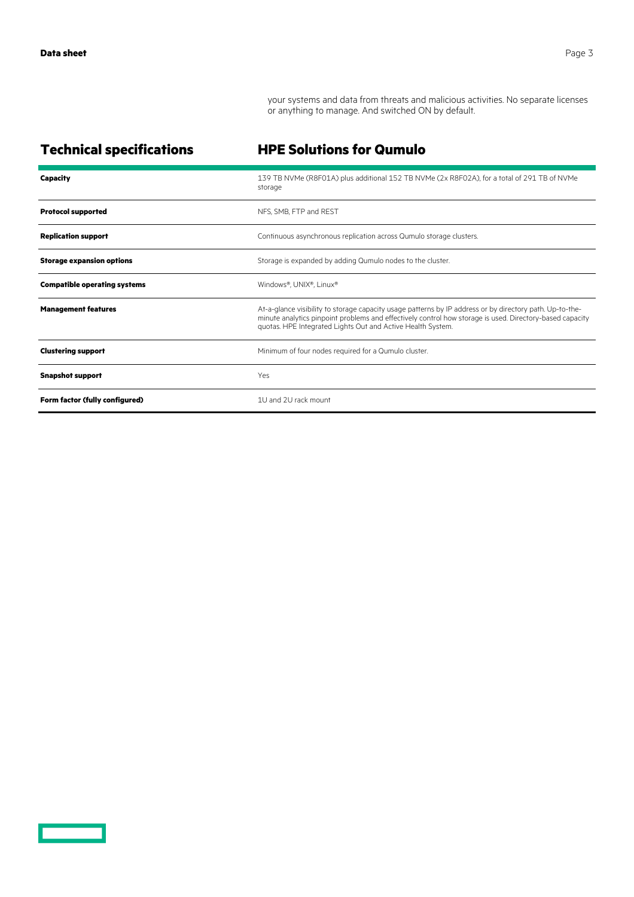your systems and data from threats and malicious activities. No separate licenses or anything to manage. And switched ON by default.

## Technical specifications

| | HPE Solutions for Qumulo |
|---|---|
| **Capacity** | 139 TB NVMe (R8F01A) plus additional 152 TB NVMe (2x R8F02A), for a total of 291 TB of NVMe storage |
| **Protocol supported** | NFS, SMB, FTP and REST |
| **Replication support** | Continuous asynchronous replication across Qumulo storage clusters. |
| **Storage expansion options** | Storage is expanded by adding Qumulo nodes to the cluster. |
| **Compatible operating systems** | Windows®, UNIX®, Linux® |
| **Management features** | At-a-glance visibility to storage capacity usage patterns by IP address or by directory path. Up-to-the-minute analytics pinpoint problems and effectively control how storage is used. Directory-based capacity quotas. HPE Integrated Lights Out and Active Health System. |
| **Clustering support** | Minimum of four nodes required for a Qumulo cluster. |
| **Snapshot support** | Yes |
| **Form factor (fully configured)** | 1U and 2U rack mount |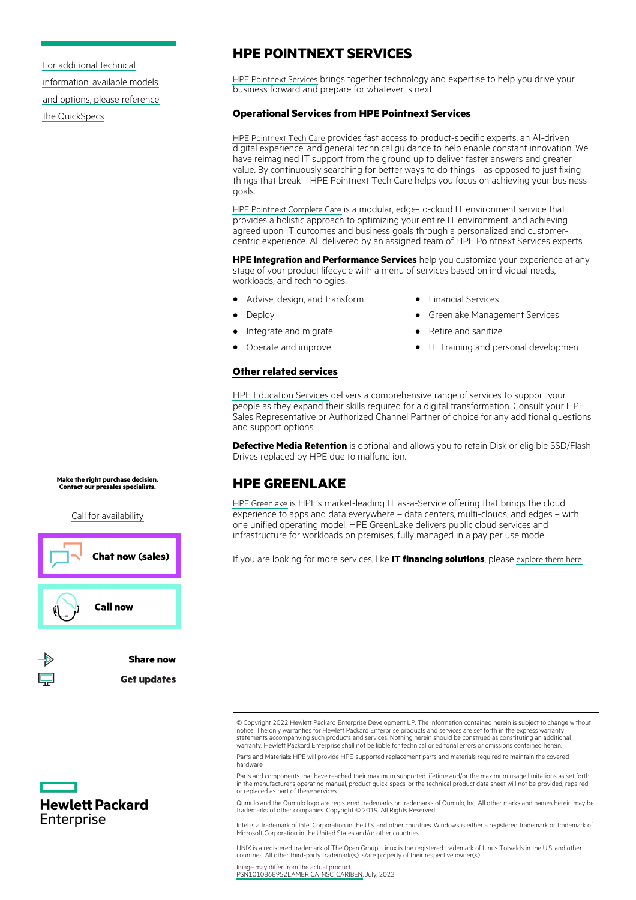For additional technical information, available models and options, please reference the QuickSpecs

## HPE POINTNEXT SERVICES

HPE Pointnext Services brings together technology and expertise to help you drive your business forward and prepare for whatever is next.

### Operational Services from HPE Pointnext Services

HPE Pointnext Tech Care provides fast access to product-specific experts, an AI-driven digital experience, and general technical guidance to help enable constant innovation. We have reimagined IT support from the ground up to deliver faster answers and greater value. By continuously searching for better ways to do things—as opposed to just fixing things that break—HPE Pointnext Tech Care helps you focus on achieving your business goals.

HPE Pointnext Complete Care is a modular, edge-to-cloud IT environment service that provides a holistic approach to optimizing your entire IT environment, and achieving agreed upon IT outcomes and business goals through a personalized and customer-centric experience. All delivered by an assigned team of HPE Pointnext Services experts.

**HPE Integration and Performance Services** help you customize your experience at any stage of your product lifecycle with a menu of services based on individual needs, workloads, and technologies.

- Advise, design, and transform
- Deploy
- Integrate and migrate
- Operate and improve
- Financial Services
- Greenlake Management Services
- Retire and sanitize
- IT Training and personal development

### Other related services

HPE Education Services delivers a comprehensive range of services to support your people as they expand their skills required for a digital transformation. Consult your HPE Sales Representative or Authorized Channel Partner of choice for any additional questions and support options.

**Defective Media Retention** is optional and allows you to retain Disk or eligible SSD/Flash Drives replaced by HPE due to malfunction.

## HPE GREENLAKE

HPE Greenlake is HPE's market-leading IT as-a-Service offering that brings the cloud experience to apps and data everywhere – data centers, multi-clouds, and edges – with one unified operating model. HPE GreenLake delivers public cloud services and infrastructure for workloads on premises, fully managed in a pay per use model.

If you are looking for more services, like **IT financing solutions**, please explore them here.

**Make the right purchase decision. Contact our presales specialists.**

Call for availability

**Chat now (sales)**

**Call now**

**Share now**

**Get updates**

Hewlett Packard Enterprise

© Copyright 2022 Hewlett Packard Enterprise Development LP. The information contained herein is subject to change without notice. The only warranties for Hewlett Packard Enterprise products and services are set forth in the express warranty statements accompanying such products and services. Nothing herein should be construed as constituting an additional warranty. Hewlett Packard Enterprise shall not be liable for technical or editorial errors or omissions contained herein.

Parts and Materials: HPE will provide HPE-supported replacement parts and materials required to maintain the covered hardware.

Parts and components that have reached their maximum supported lifetime and/or the maximum usage limitations as set forth in the manufacturer's operating manual, product quick-specs, or the technical product data sheet will not be provided, repaired, or replaced as part of these services.

Qumulo and the Qumulo logo are registered trademarks or trademarks of Qumulo, Inc. All other marks and names herein may be trademarks of other companies. Copyright © 2019. All Rights Reserved.

Intel is a trademark of Intel Corporation in the U.S. and other countries. Windows is either a registered trademark or trademark of Microsoft Corporation in the United States and/or other countries.

UNIX is a registered trademark of The Open Group. Linux is the registered trademark of Linus Torvalds in the U.S. and other countries. All other third-party trademark(s) is/are property of their respective owner(s).

Image may differ from the actual product

PSN1010868952LAMERICA_NSC_CARIBEN, July, 2022.